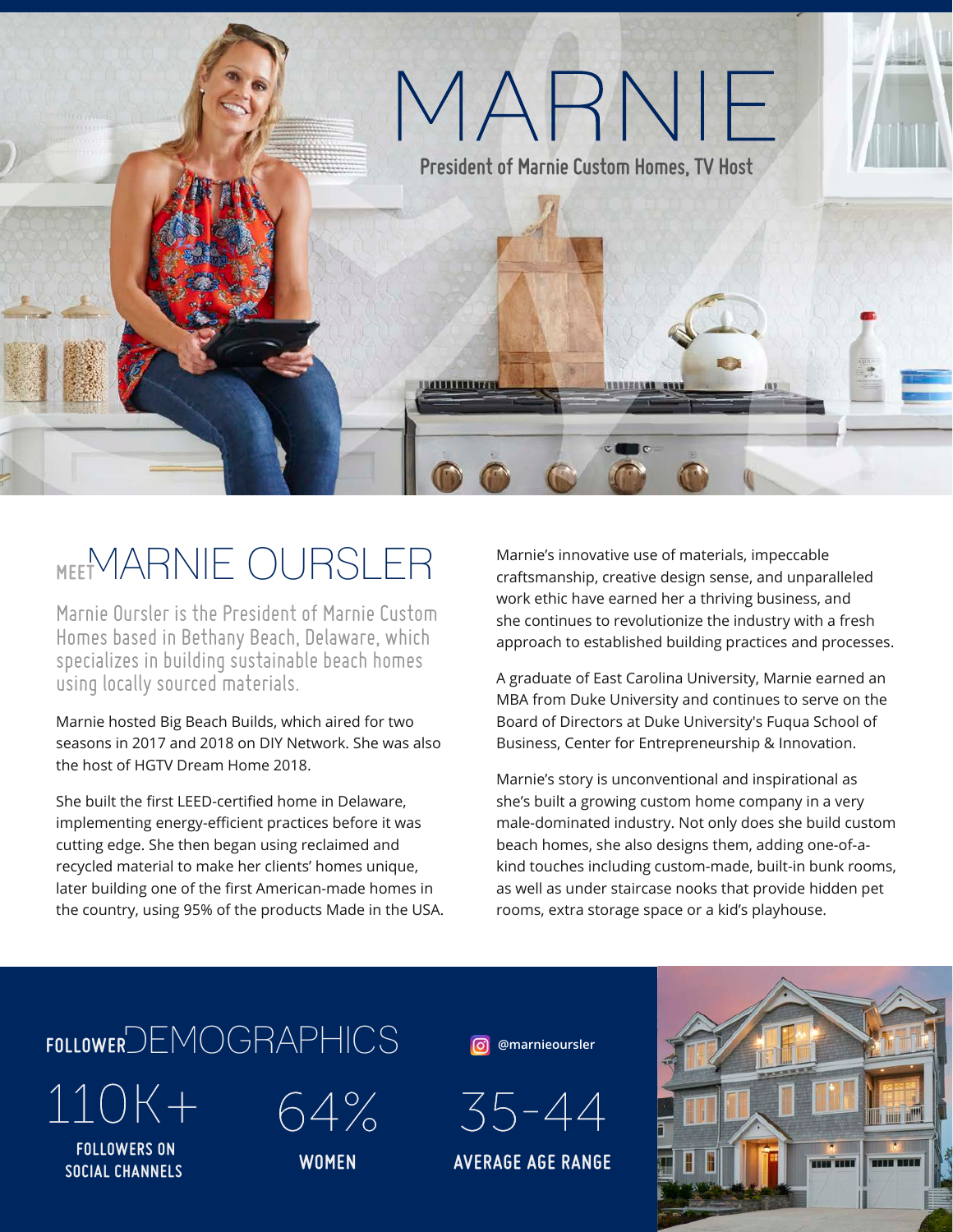# MARNIE

**President of Marnie Custom Homes, TV Host**

## MEET MARNIE OURSLER

Marnie Oursler is the President of Marnie Custom Homes based in Bethany Beach, Delaware, which specializes in building sustainable beach homes using locally sourced materials.

Marnie hosted Big Beach Builds, which aired for two seasons in 2017 and 2018 on DIY Network. She was also the host of HGTV Dream Home 2018.

She built the first LEED-certified home in Delaware, implementing energy-efficient practices before it was cutting edge. She then began using reclaimed and recycled material to make her clients' homes unique, later building one of the first American-made homes in the country, using 95% of the products Made in the USA.

Marnie's innovative use of materials, impeccable craftsmanship, creative design sense, and unparalleled work ethic have earned her a thriving business, and she continues to revolutionize the industry with a fresh approach to established building practices and processes.

A graduate of East Carolina University, Marnie earned an MBA from Duke University and continues to serve on the Board of Directors at Duke University's Fuqua School of Business, Center for Entrepreneurship & Innovation.

Marnie's story is unconventional and inspirational as she's built a growing custom home company in a very male-dominated industry. Not only does she build custom beach homes, she also designs them, adding one-of-a-kind touches including custom-made, built-in bunk rooms, as well as under staircase nooks that provide hidden pet rooms, extra storage space or a kid's playhouse.

## FOLLOWER DEMOGRAPHICS

@marnieoursler

**110K+**
FOLLOWERS ON SOCIAL CHANNELS

**64%**
WOMEN

**35-44**
AVERAGE AGE RANGE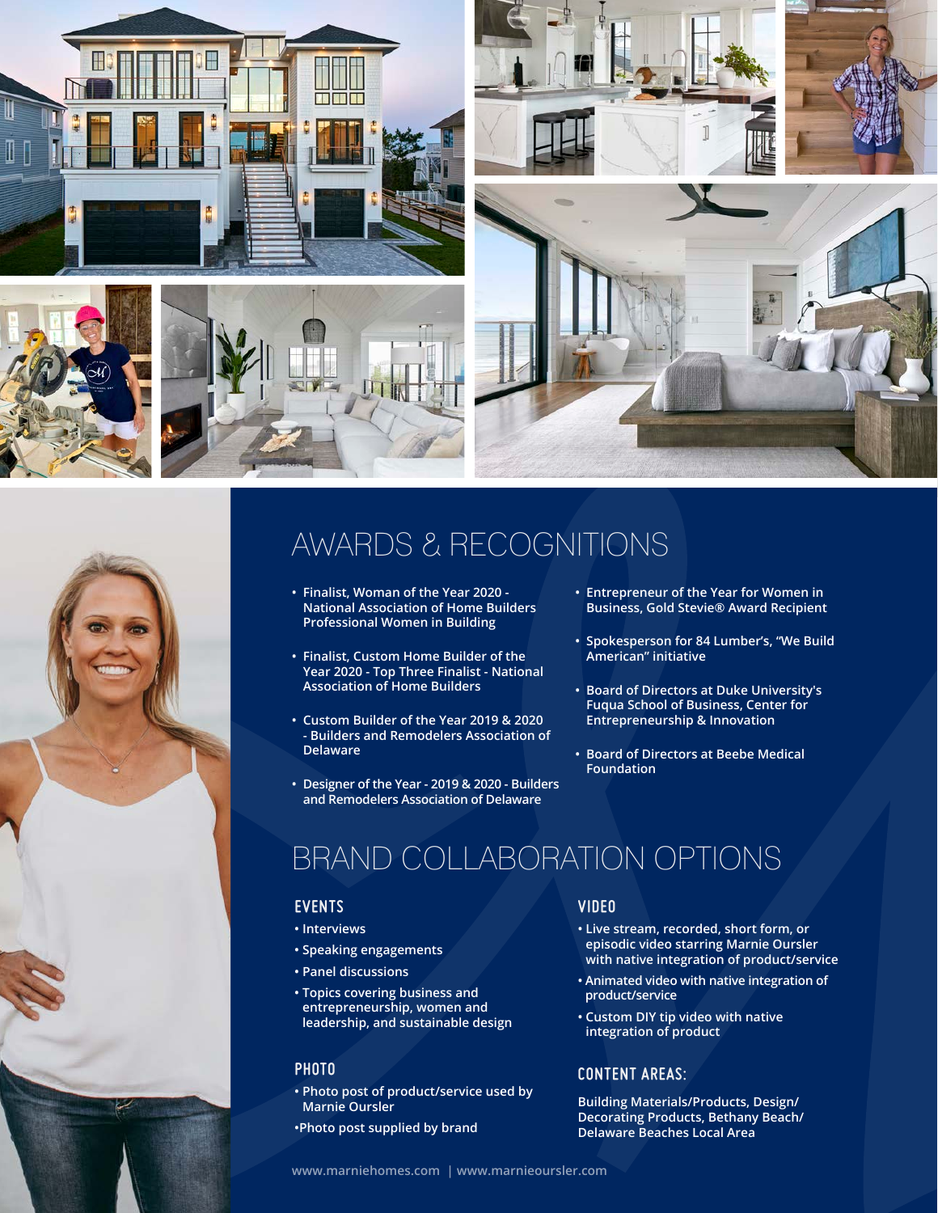# AWARDS & RECOGNITIONS

- Finalist, Woman of the Year 2020 - National Association of Home Builders Professional Women in Building
- Finalist, Custom Home Builder of the Year 2020 - Top Three Finalist - National Association of Home Builders
- Custom Builder of the Year 2019 & 2020 - Builders and Remodelers Association of Delaware
- Designer of the Year - 2019 & 2020 - Builders and Remodelers Association of Delaware
- Entrepreneur of the Year for Women in Business, Gold Stevie® Award Recipient
- Spokesperson for 84 Lumber's, "We Build American" initiative
- Board of Directors at Duke University's Fuqua School of Business, Center for Entrepreneurship & Innovation
- Board of Directors at Beebe Medical Foundation

# BRAND COLLABORATION OPTIONS

## EVENTS

- Interviews
- Speaking engagements
- Panel discussions
- Topics covering business and entrepreneurship, women and leadership, and sustainable design

## PHOTO

- Photo post of product/service used by Marnie Oursler
- Photo post supplied by brand

## VIDEO

- Live stream, recorded, short form, or episodic video starring Marnie Oursler with native integration of product/service
- Animated video with native integration of product/service
- Custom DIY tip video with native integration of product

## CONTENT AREAS:

Building Materials/Products, Design/Decorating Products, Bethany Beach/Delaware Beaches Local Area

www.marniehomes.com | www.marnieoursler.com